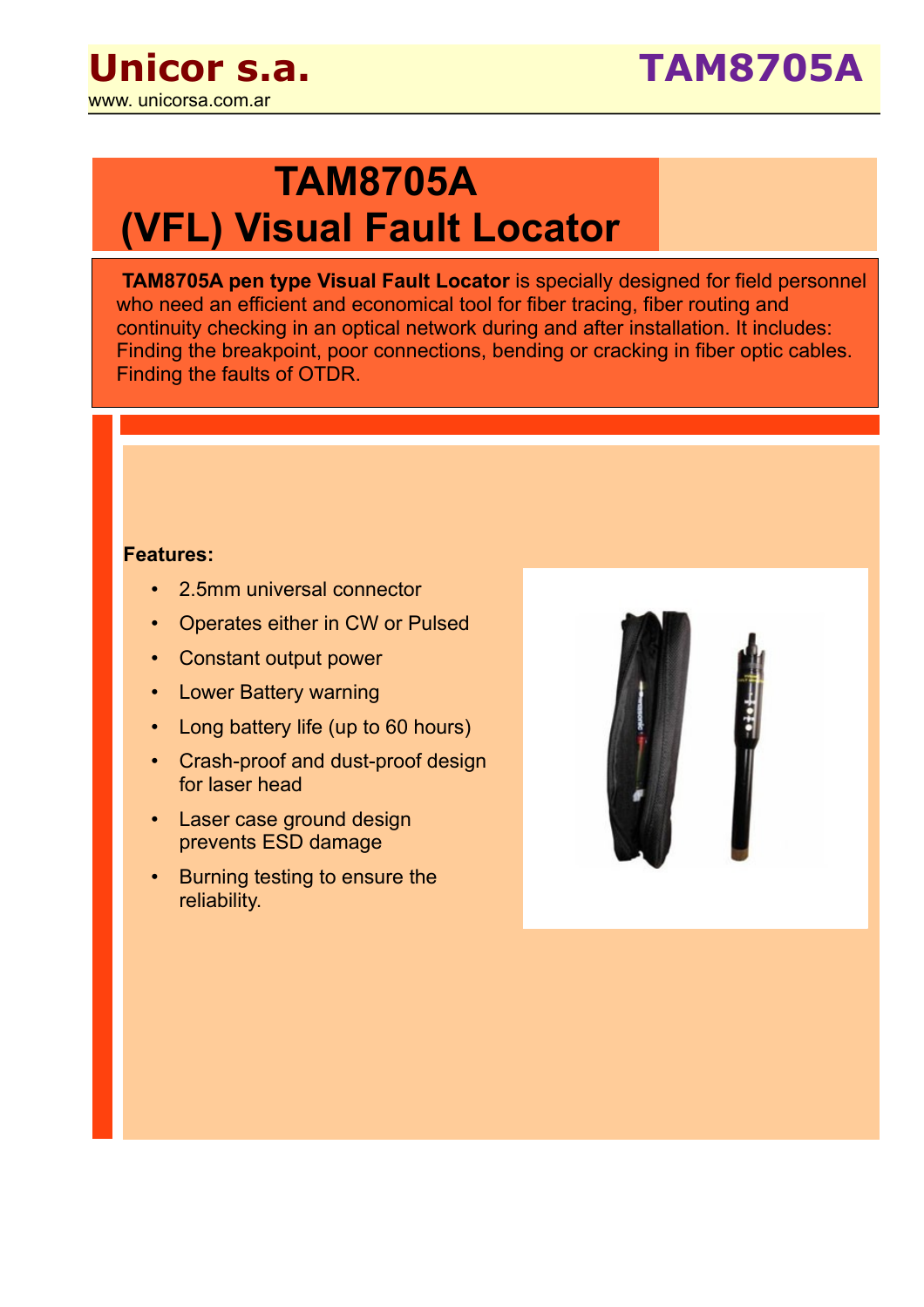# Unicor s.a.

www. unicorsa.com.ar

**TAM8705A**

# TAM8705A (VFL) Visual Fault Locator

**TAM8705A pen type Visual Fault Locator** is specially designed for field personnel who need an efficient and economical tool for fiber tracing, fiber routing and continuity checking in an optical network during and after installation. It includes: Finding the breakpoint, poor connections, bending or cracking in fiber optic cables. Finding the faults of OTDR.

**Features:**

- 2.5mm universal connector
- Operates either in CW or Pulsed
- Constant output power
- Lower Battery warning
- Long battery life (up to 60 hours)
- Crash-proof and dust-proof design for laser head
- Laser case ground design prevents ESD damage
- Burning testing to ensure the reliability.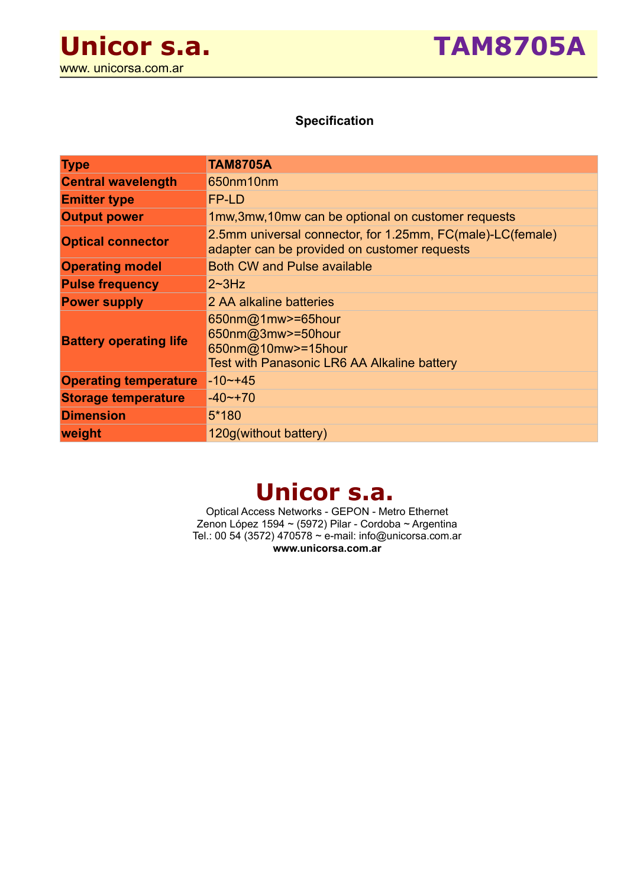### Specification

| Type | TAM8705A |
|---|---|
| Central wavelength | 650nm10nm |
| Emitter type | FP-LD |
| Output power | 1mw,3mw,10mw can be optional on customer requests |
| Optical connector | 2.5mm universal connector, for 1.25mm, FC(male)-LC(female) adapter can be provided on customer requests |
| Operating model | Both CW and Pulse available |
| Pulse frequency | 2~3Hz |
| Power supply | 2 AA alkaline batteries |
| Battery operating life | 650nm@1mw>=65hour<br>650nm@3mw>=50hour<br>650nm@10mw>=15hour<br>Test with Panasonic LR6 AA Alkaline battery |
| Operating temperature | -10~+45 |
| Storage temperature | -40~+70 |
| Dimension | 5*180 |
| weight | 120g(without battery) |

## Unicor s.a.

Optical Access Networks - GEPON - Metro Ethernet
Zenon López 1594 ~ (5972) Pilar - Cordoba ~ Argentina
Tel.: 00 54 (3572) 470578 ~ e-mail: info@unicorsa.com.ar
**www.unicorsa.com.ar**